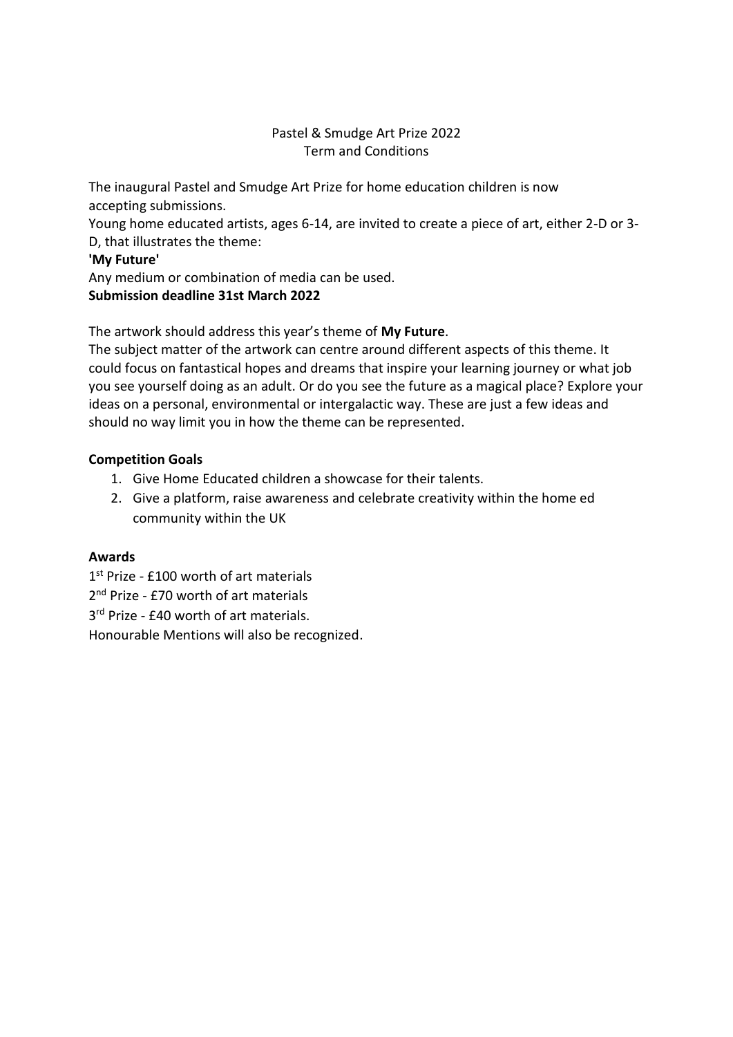# Pastel & Smudge Art Prize 2022
## Term and Conditions

The inaugural Pastel and Smudge Art Prize for home education children is now accepting submissions.

Young home educated artists, ages 6-14, are invited to create a piece of art, either 2-D or 3-D, that illustrates the theme:

**'My Future'**

Any medium or combination of media can be used.

**Submission deadline 31st March 2022**

The artwork should address this year's theme of **My Future**.

The subject matter of the artwork can centre around different aspects of this theme. It could focus on fantastical hopes and dreams that inspire your learning journey or what job you see yourself doing as an adult. Or do you see the future as a magical place? Explore your ideas on a personal, environmental or intergalactic way. These are just a few ideas and should no way limit you in how the theme can be represented.

**Competition Goals**

1. Give Home Educated children a showcase for their talents.
2. Give a platform, raise awareness and celebrate creativity within the home ed community within the UK

**Awards**

1st Prize - £100 worth of art materials

2nd Prize - £70 worth of art materials

3rd Prize - £40 worth of art materials.

Honourable Mentions will also be recognized.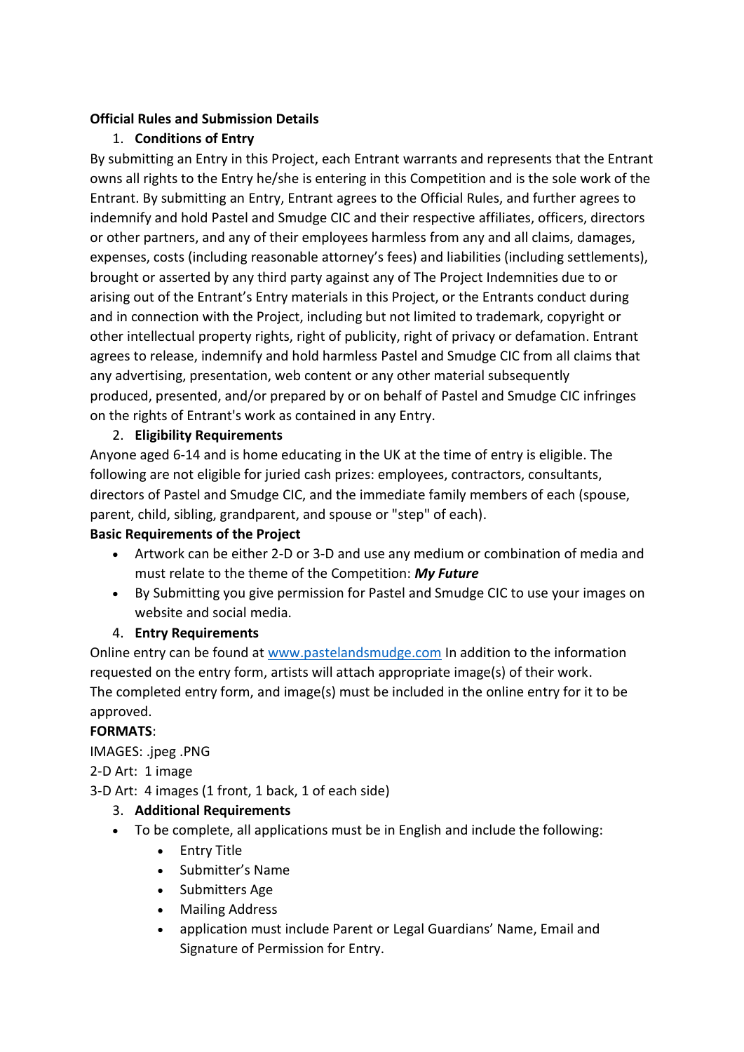**Official Rules and Submission Details**

1. **Conditions of Entry**

By submitting an Entry in this Project, each Entrant warrants and represents that the Entrant owns all rights to the Entry he/she is entering in this Competition and is the sole work of the Entrant. By submitting an Entry, Entrant agrees to the Official Rules, and further agrees to indemnify and hold Pastel and Smudge CIC and their respective affiliates, officers, directors or other partners, and any of their employees harmless from any and all claims, damages, expenses, costs (including reasonable attorney's fees) and liabilities (including settlements), brought or asserted by any third party against any of The Project Indemnities due to or arising out of the Entrant's Entry materials in this Project, or the Entrants conduct during and in connection with the Project, including but not limited to trademark, copyright or other intellectual property rights, right of publicity, right of privacy or defamation. Entrant agrees to release, indemnify and hold harmless Pastel and Smudge CIC from all claims that any advertising, presentation, web content or any other material subsequently produced, presented, and/or prepared by or on behalf of Pastel and Smudge CIC infringes on the rights of Entrant's work as contained in any Entry.

2. **Eligibility Requirements**

Anyone aged 6-14 and is home educating in the UK at the time of entry is eligible. The following are not eligible for juried cash prizes: employees, contractors, consultants, directors of Pastel and Smudge CIC, and the immediate family members of each (spouse, parent, child, sibling, grandparent, and spouse or "step" of each).

**Basic Requirements of the Project**

- Artwork can be either 2-D or 3-D and use any medium or combination of media and must relate to the theme of the Competition: ***My Future***
- By Submitting you give permission for Pastel and Smudge CIC to use your images on website and social media.

4. **Entry Requirements**

Online entry can be found at [www.pastelandsmudge.com](www.pastelandsmudge.com) In addition to the information requested on the entry form, artists will attach appropriate image(s) of their work. The completed entry form, and image(s) must be included in the online entry for it to be approved.

**FORMATS**:

IMAGES: .jpeg .PNG

2-D Art: 1 image

3-D Art: 4 images (1 front, 1 back, 1 of each side)

3. **Additional Requirements**

- To be complete, all applications must be in English and include the following:
    - Entry Title
    - Submitter's Name
    - Submitters Age
    - Mailing Address
    - application must include Parent or Legal Guardians' Name, Email and Signature of Permission for Entry.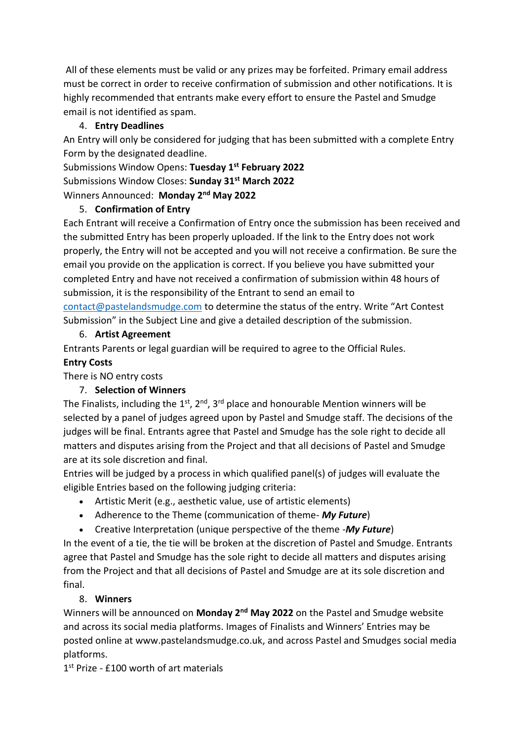All of these elements must be valid or any prizes may be forfeited. Primary email address must be correct in order to receive confirmation of submission and other notifications. It is highly recommended that entrants make every effort to ensure the Pastel and Smudge email is not identified as spam.

4. **Entry Deadlines**

An Entry will only be considered for judging that has been submitted with a complete Entry Form by the designated deadline.

Submissions Window Opens: **Tuesday 1st February 2022**
Submissions Window Closes: **Sunday 31st March 2022**
Winners Announced: **Monday 2nd May 2022**

5. **Confirmation of Entry**

Each Entrant will receive a Confirmation of Entry once the submission has been received and the submitted Entry has been properly uploaded. If the link to the Entry does not work properly, the Entry will not be accepted and you will not receive a confirmation. Be sure the email you provide on the application is correct. If you believe you have submitted your completed Entry and have not received a confirmation of submission within 48 hours of submission, it is the responsibility of the Entrant to send an email to contact@pastelandsmudge.com to determine the status of the entry. Write "Art Contest Submission" in the Subject Line and give a detailed description of the submission.

6. **Artist Agreement**

Entrants Parents or legal guardian will be required to agree to the Official Rules.

**Entry Costs**

There is NO entry costs

7. **Selection of Winners**

The Finalists, including the 1st, 2nd, 3rd place and honourable Mention winners will be selected by a panel of judges agreed upon by Pastel and Smudge staff. The decisions of the judges will be final. Entrants agree that Pastel and Smudge has the sole right to decide all matters and disputes arising from the Project and that all decisions of Pastel and Smudge are at its sole discretion and final.

Entries will be judged by a process in which qualified panel(s) of judges will evaluate the eligible Entries based on the following judging criteria:

- Artistic Merit (e.g., aesthetic value, use of artistic elements)
- Adherence to the Theme (communication of theme- ***My Future***)
- Creative Interpretation (unique perspective of the theme -***My Future***)

In the event of a tie, the tie will be broken at the discretion of Pastel and Smudge. Entrants agree that Pastel and Smudge has the sole right to decide all matters and disputes arising from the Project and that all decisions of Pastel and Smudge are at its sole discretion and final.

8. **Winners**

Winners will be announced on **Monday 2nd May 2022** on the Pastel and Smudge website and across its social media platforms. Images of Finalists and Winners' Entries may be posted online at www.pastelandsmudge.co.uk, and across Pastel and Smudges social media platforms.

1st Prize - £100 worth of art materials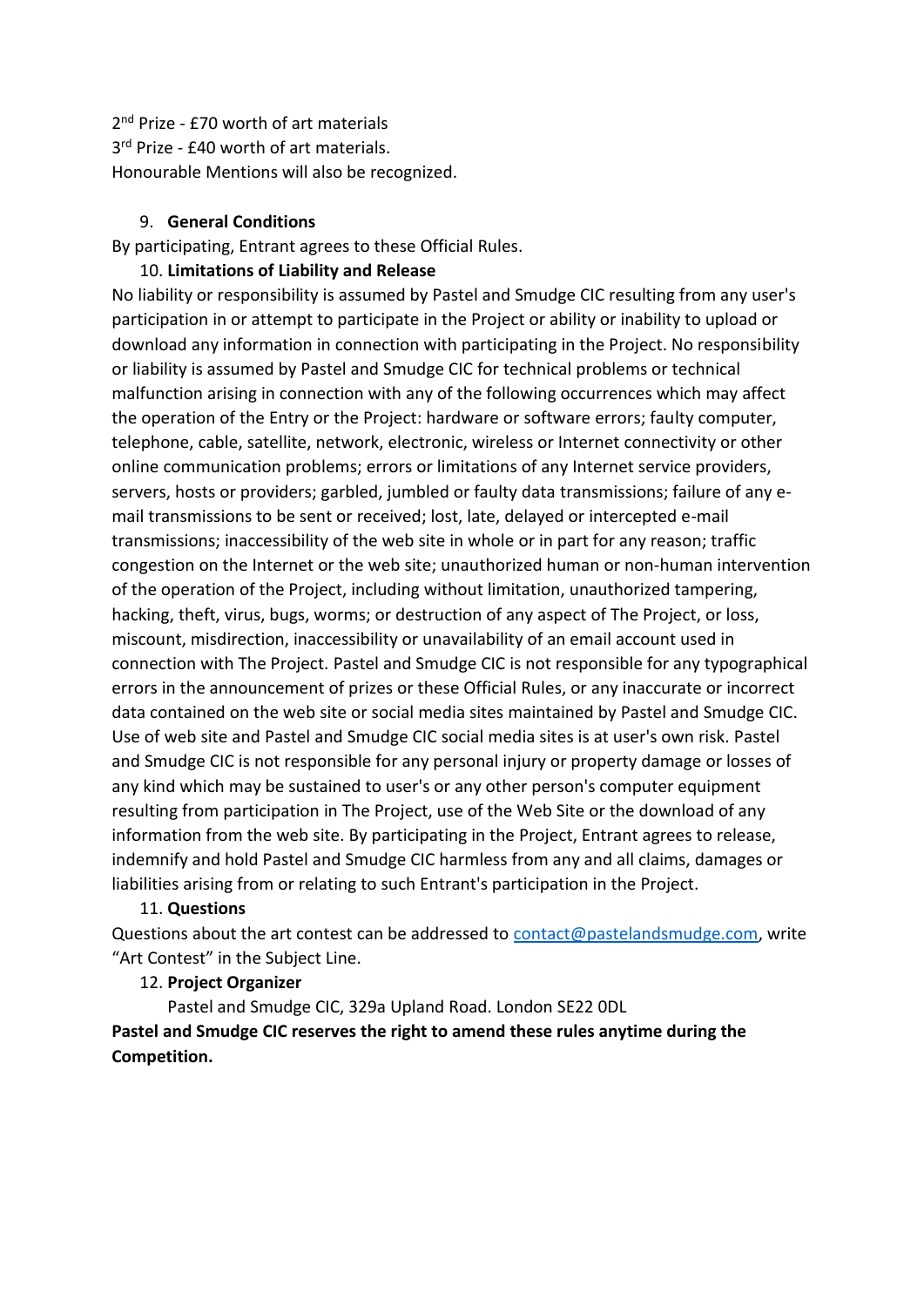2nd Prize - £70 worth of art materials

3rd Prize - £40 worth of art materials.

Honourable Mentions will also be recognized.

9. **General Conditions**

By participating, Entrant agrees to these Official Rules.

10. **Limitations of Liability and Release**

No liability or responsibility is assumed by Pastel and Smudge CIC resulting from any user's participation in or attempt to participate in the Project or ability or inability to upload or download any information in connection with participating in the Project. No responsibility or liability is assumed by Pastel and Smudge CIC for technical problems or technical malfunction arising in connection with any of the following occurrences which may affect the operation of the Entry or the Project: hardware or software errors; faulty computer, telephone, cable, satellite, network, electronic, wireless or Internet connectivity or other online communication problems; errors or limitations of any Internet service providers, servers, hosts or providers; garbled, jumbled or faulty data transmissions; failure of any e-mail transmissions to be sent or received; lost, late, delayed or intercepted e-mail transmissions; inaccessibility of the web site in whole or in part for any reason; traffic congestion on the Internet or the web site; unauthorized human or non-human intervention of the operation of the Project, including without limitation, unauthorized tampering, hacking, theft, virus, bugs, worms; or destruction of any aspect of The Project, or loss, miscount, misdirection, inaccessibility or unavailability of an email account used in connection with The Project. Pastel and Smudge CIC is not responsible for any typographical errors in the announcement of prizes or these Official Rules, or any inaccurate or incorrect data contained on the web site or social media sites maintained by Pastel and Smudge CIC. Use of web site and Pastel and Smudge CIC social media sites is at user's own risk. Pastel and Smudge CIC is not responsible for any personal injury or property damage or losses of any kind which may be sustained to user's or any other person's computer equipment resulting from participation in The Project, use of the Web Site or the download of any information from the web site. By participating in the Project, Entrant agrees to release, indemnify and hold Pastel and Smudge CIC harmless from any and all claims, damages or liabilities arising from or relating to such Entrant's participation in the Project.

11. **Questions**

Questions about the art contest can be addressed to contact@pastelandsmudge.com, write "Art Contest" in the Subject Line.

12. **Project Organizer**

Pastel and Smudge CIC, 329a Upland Road. London SE22 0DL

**Pastel and Smudge CIC reserves the right to amend these rules anytime during the Competition.**